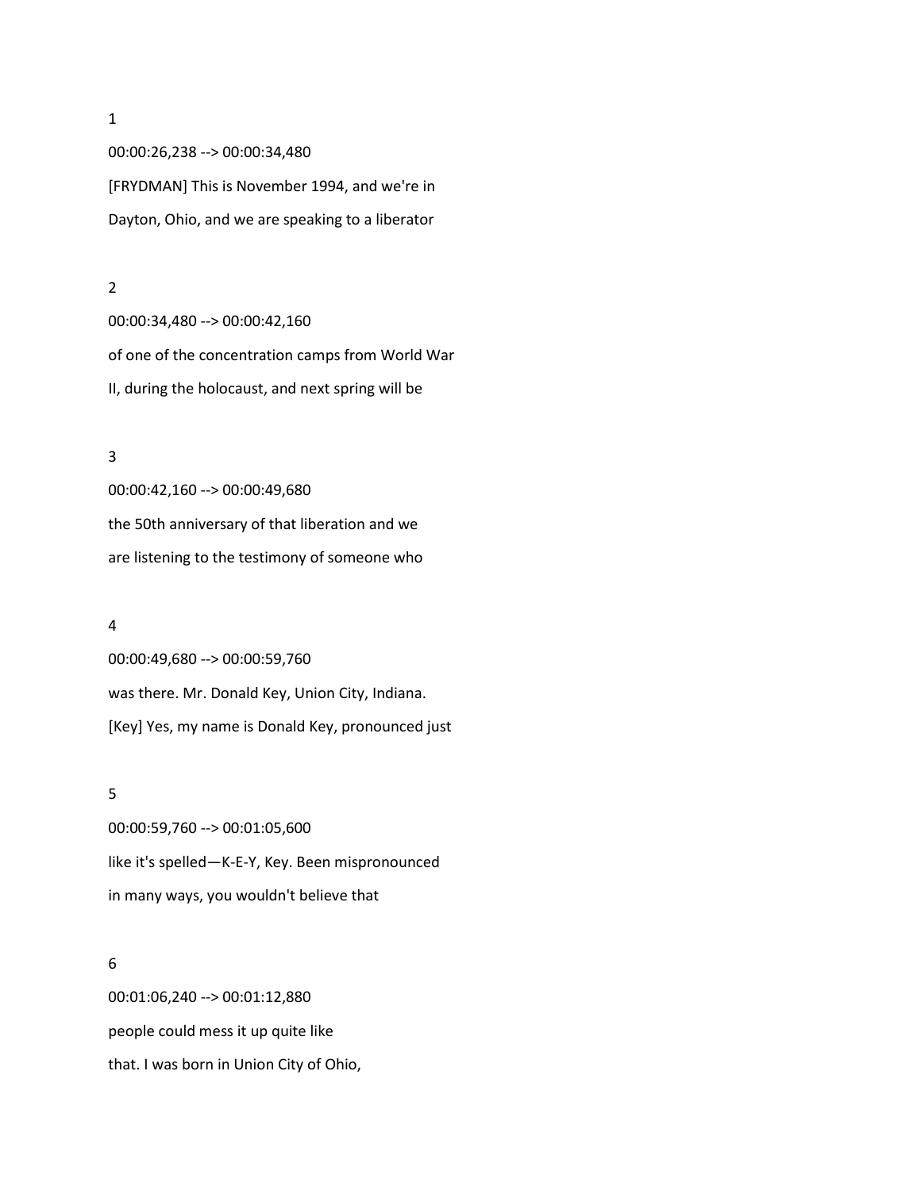1

00:00:26,238 --> 00:00:34,480

[FRYDMAN] This is November 1994, and we're in

Dayton, Ohio, and we are speaking to a liberator

2

00:00:34,480 --> 00:00:42,160

of one of the concentration camps from World War

II, during the holocaust, and next spring will be

3

00:00:42,160 --> 00:00:49,680

the 50th anniversary of that liberation and we

are listening to the testimony of someone who

4

00:00:49,680 --> 00:00:59,760

was there. Mr. Donald Key, Union City, Indiana.

[Key] Yes, my name is Donald Key, pronounced just

5

00:00:59,760 --> 00:01:05,600

like it's spelled—K-E-Y, Key. Been mispronounced

in many ways, you wouldn't believe that

6

00:01:06,240 --> 00:01:12,880

people could mess it up quite like

that. I was born in Union City of Ohio,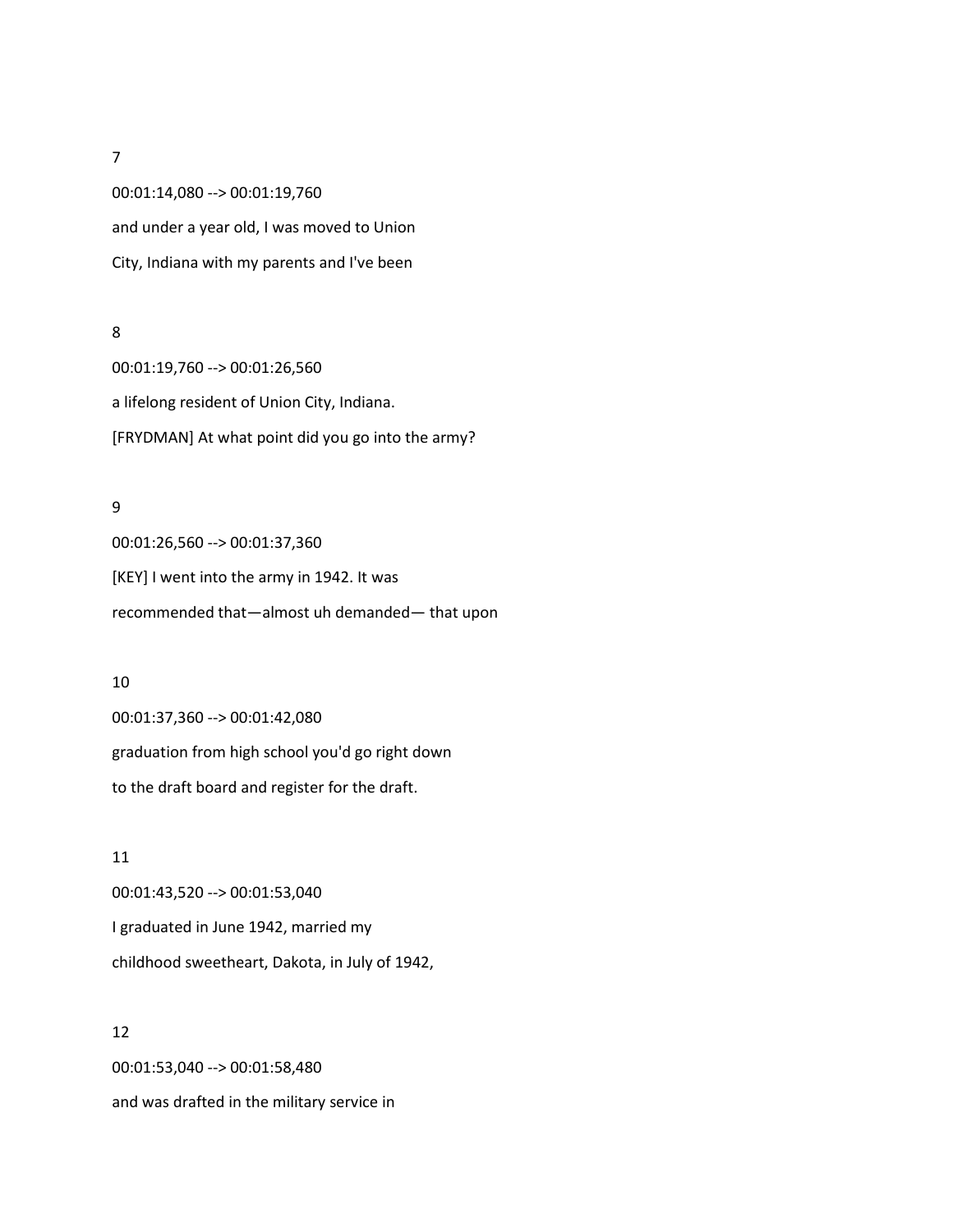7

00:01:14,080 --> 00:01:19,760

and under a year old, I was moved to Union

City, Indiana with my parents and I've been

8

00:01:19,760 --> 00:01:26,560

a lifelong resident of Union City, Indiana.

[FRYDMAN] At what point did you go into the army?

9

00:01:26,560 --> 00:01:37,360

[KEY] I went into the army in 1942. It was

recommended that—almost uh demanded— that upon

10

00:01:37,360 --> 00:01:42,080

graduation from high school you'd go right down

to the draft board and register for the draft.

11

00:01:43,520 --> 00:01:53,040

I graduated in June 1942, married my

childhood sweetheart, Dakota, in July of 1942,

12

00:01:53,040 --> 00:01:58,480

and was drafted in the military service in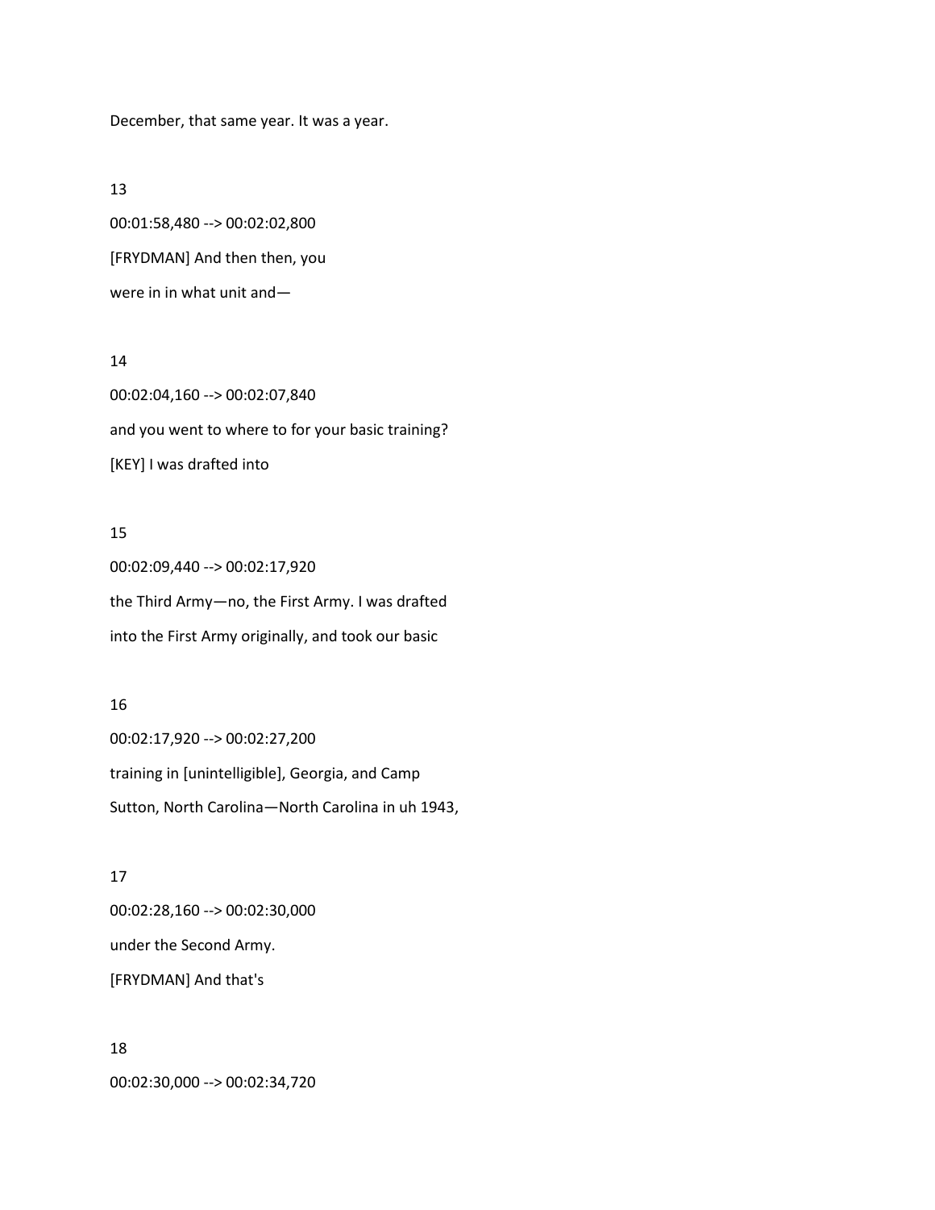December, that same year. It was a year.

13

00:01:58,480 --> 00:02:02,800

[FRYDMAN] And then then, you

were in in what unit and—

14

00:02:04,160 --> 00:02:07,840

and you went to where to for your basic training?

[KEY] I was drafted into

15

00:02:09,440 --> 00:02:17,920

the Third Army—no, the First Army. I was drafted

into the First Army originally, and took our basic

16

00:02:17,920 --> 00:02:27,200

training in [unintelligible], Georgia, and Camp

Sutton, North Carolina—North Carolina in uh 1943,

17

00:02:28,160 --> 00:02:30,000

under the Second Army.

[FRYDMAN] And that's

18

00:02:30,000 --> 00:02:34,720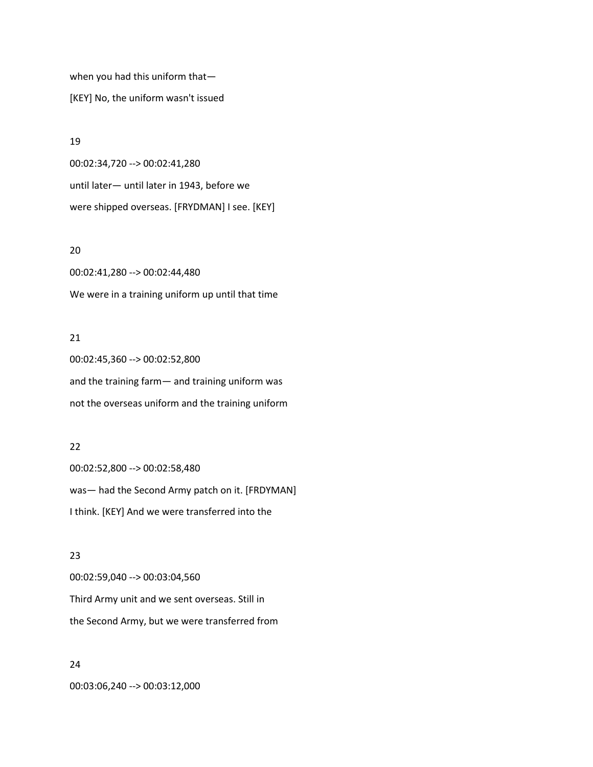when you had this uniform that—

[KEY] No, the uniform wasn't issued

19

00:02:34,720 --> 00:02:41,280

until later— until later in 1943, before we

were shipped overseas. [FRYDMAN] I see. [KEY]

20

00:02:41,280 --> 00:02:44,480

We were in a training uniform up until that time

21

00:02:45,360 --> 00:02:52,800

and the training farm— and training uniform was

not the overseas uniform and the training uniform

22

00:02:52,800 --> 00:02:58,480

was— had the Second Army patch on it. [FRDYMAN]

I think. [KEY] And we were transferred into the

23

00:02:59,040 --> 00:03:04,560

Third Army unit and we sent overseas. Still in

the Second Army, but we were transferred from

24

00:03:06,240 --> 00:03:12,000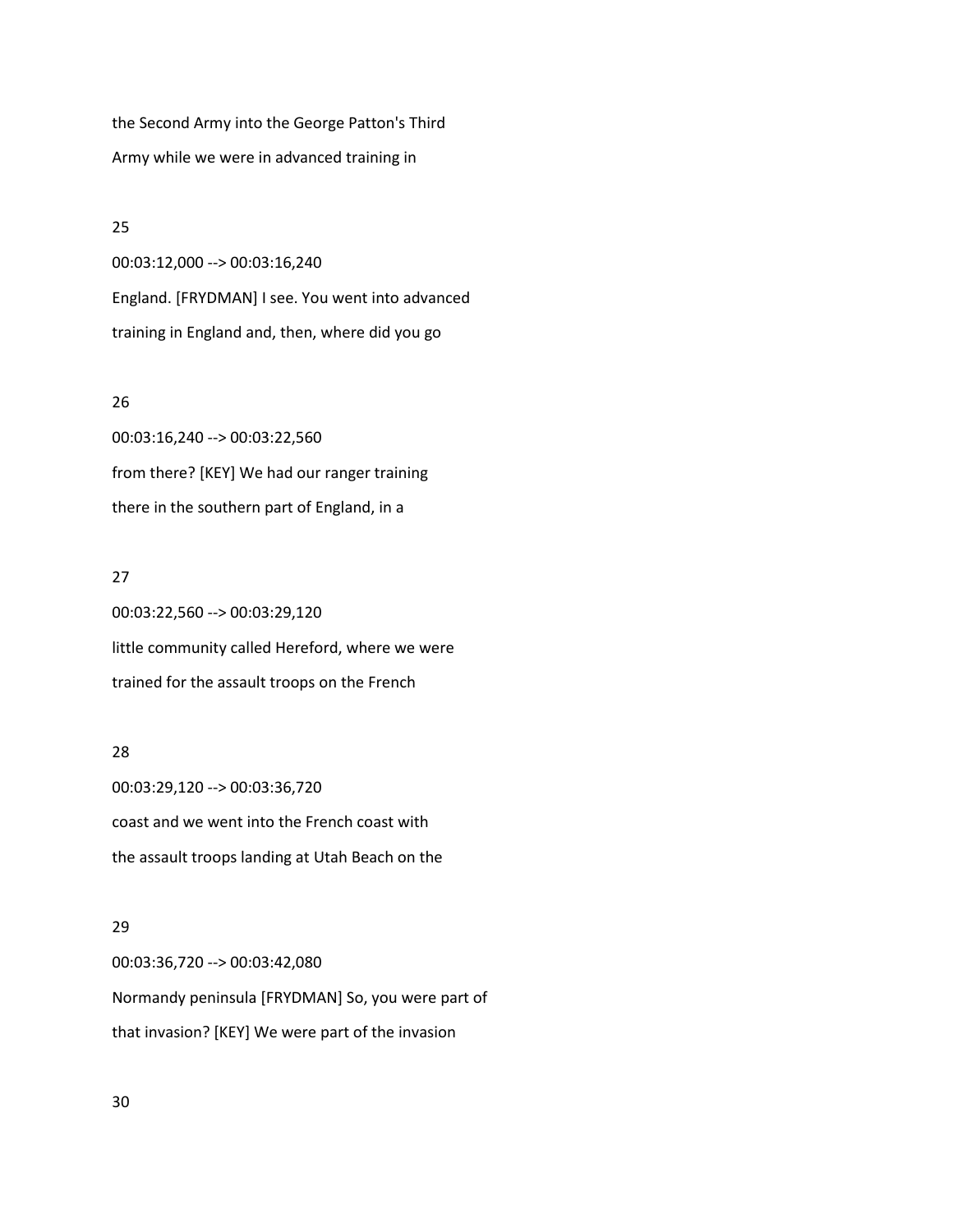the Second Army into the George Patton's Third

Army while we were in advanced training in

25

00:03:12,000 --> 00:03:16,240

England. [FRYDMAN] I see. You went into advanced

training in England and, then, where did you go

26

00:03:16,240 --> 00:03:22,560

from there? [KEY] We had our ranger training

there in the southern part of England, in a

27

00:03:22,560 --> 00:03:29,120

little community called Hereford, where we were

trained for the assault troops on the French

28

00:03:29,120 --> 00:03:36,720

coast and we went into the French coast with

the assault troops landing at Utah Beach on the

29

00:03:36,720 --> 00:03:42,080

Normandy peninsula [FRYDMAN] So, you were part of

that invasion? [KEY] We were part of the invasion

30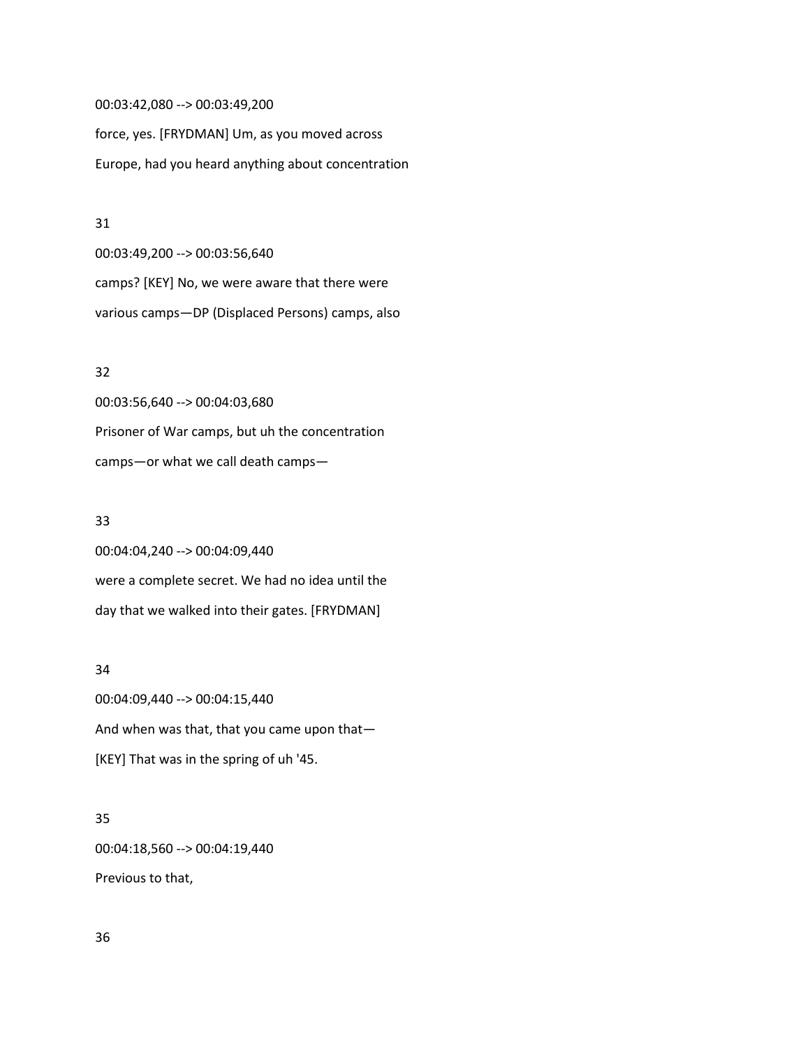00:03:42,080 --> 00:03:49,200

force, yes. [FRYDMAN] Um, as you moved across

Europe, had you heard anything about concentration

31

00:03:49,200 --> 00:03:56,640

camps? [KEY] No, we were aware that there were

various camps—DP (Displaced Persons) camps, also

32

00:03:56,640 --> 00:04:03,680

Prisoner of War camps, but uh the concentration

camps—or what we call death camps—

33

00:04:04,240 --> 00:04:09,440

were a complete secret. We had no idea until the

day that we walked into their gates. [FRYDMAN]

34

00:04:09,440 --> 00:04:15,440

And when was that, that you came upon that—

[KEY] That was in the spring of uh '45.

35

00:04:18,560 --> 00:04:19,440

Previous to that,

36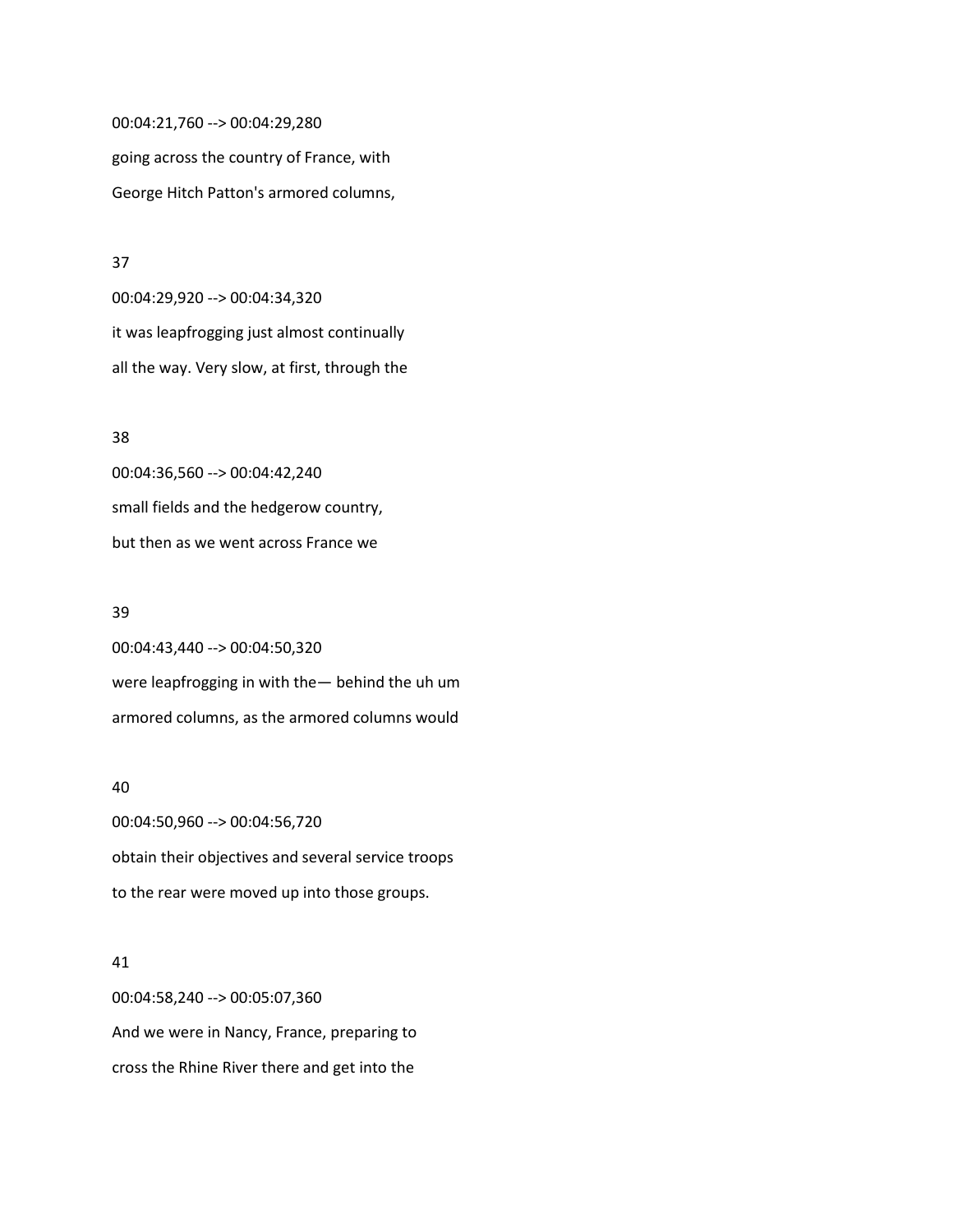00:04:21,760 --> 00:04:29,280

going across the country of France, with

George Hitch Patton's armored columns,

37

00:04:29,920 --> 00:04:34,320

it was leapfrogging just almost continually

all the way. Very slow, at first, through the

38

00:04:36,560 --> 00:04:42,240

small fields and the hedgerow country,

but then as we went across France we

39

00:04:43,440 --> 00:04:50,320

were leapfrogging in with the— behind the uh um

armored columns, as the armored columns would

40

00:04:50,960 --> 00:04:56,720

obtain their objectives and several service troops

to the rear were moved up into those groups.

41

00:04:58,240 --> 00:05:07,360

And we were in Nancy, France, preparing to

cross the Rhine River there and get into the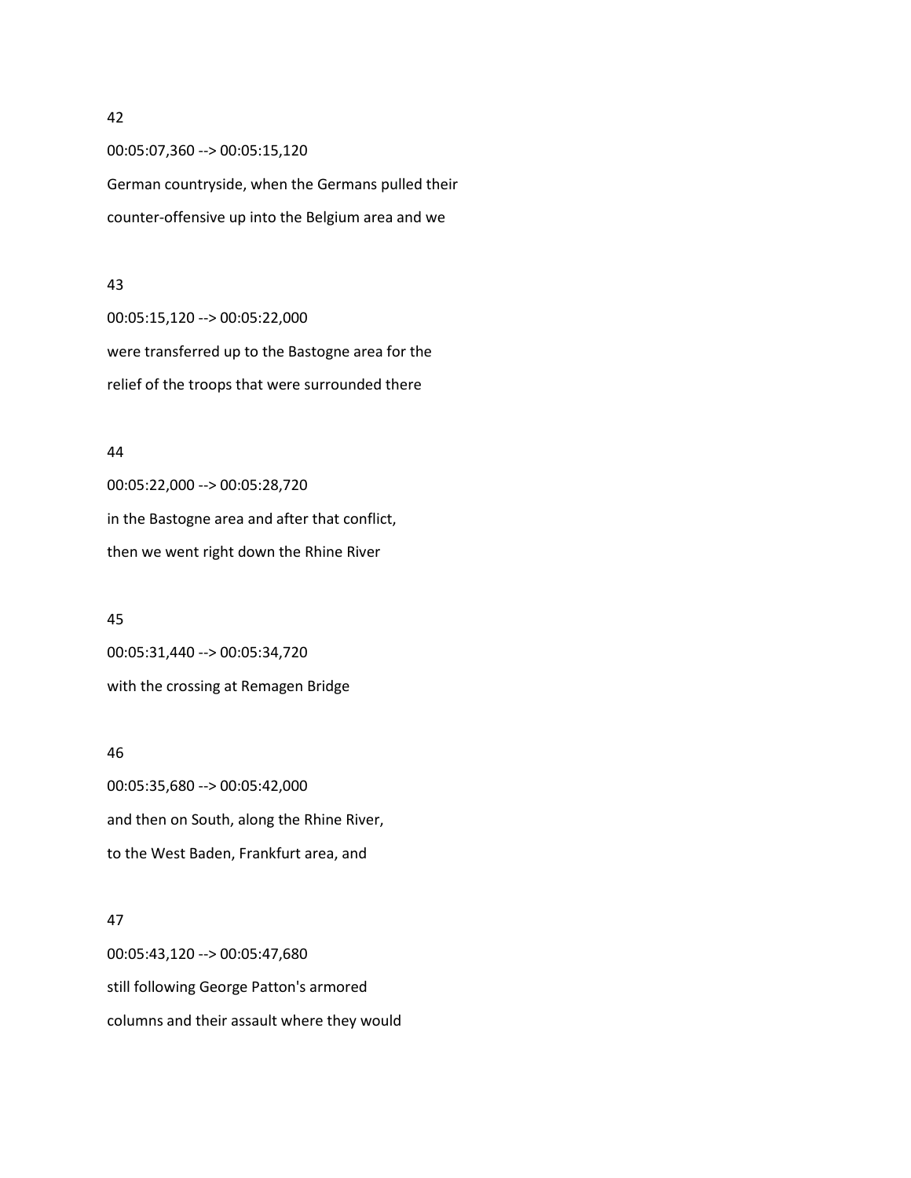42

00:05:07,360 --> 00:05:15,120

German countryside, when the Germans pulled their

counter-offensive up into the Belgium area and we

43

00:05:15,120 --> 00:05:22,000

were transferred up to the Bastogne area for the

relief of the troops that were surrounded there

44

00:05:22,000 --> 00:05:28,720

in the Bastogne area and after that conflict,

then we went right down the Rhine River

45

00:05:31,440 --> 00:05:34,720

with the crossing at Remagen Bridge

46

00:05:35,680 --> 00:05:42,000

and then on South, along the Rhine River,

to the West Baden, Frankfurt area, and

47

00:05:43,120 --> 00:05:47,680

still following George Patton's armored

columns and their assault where they would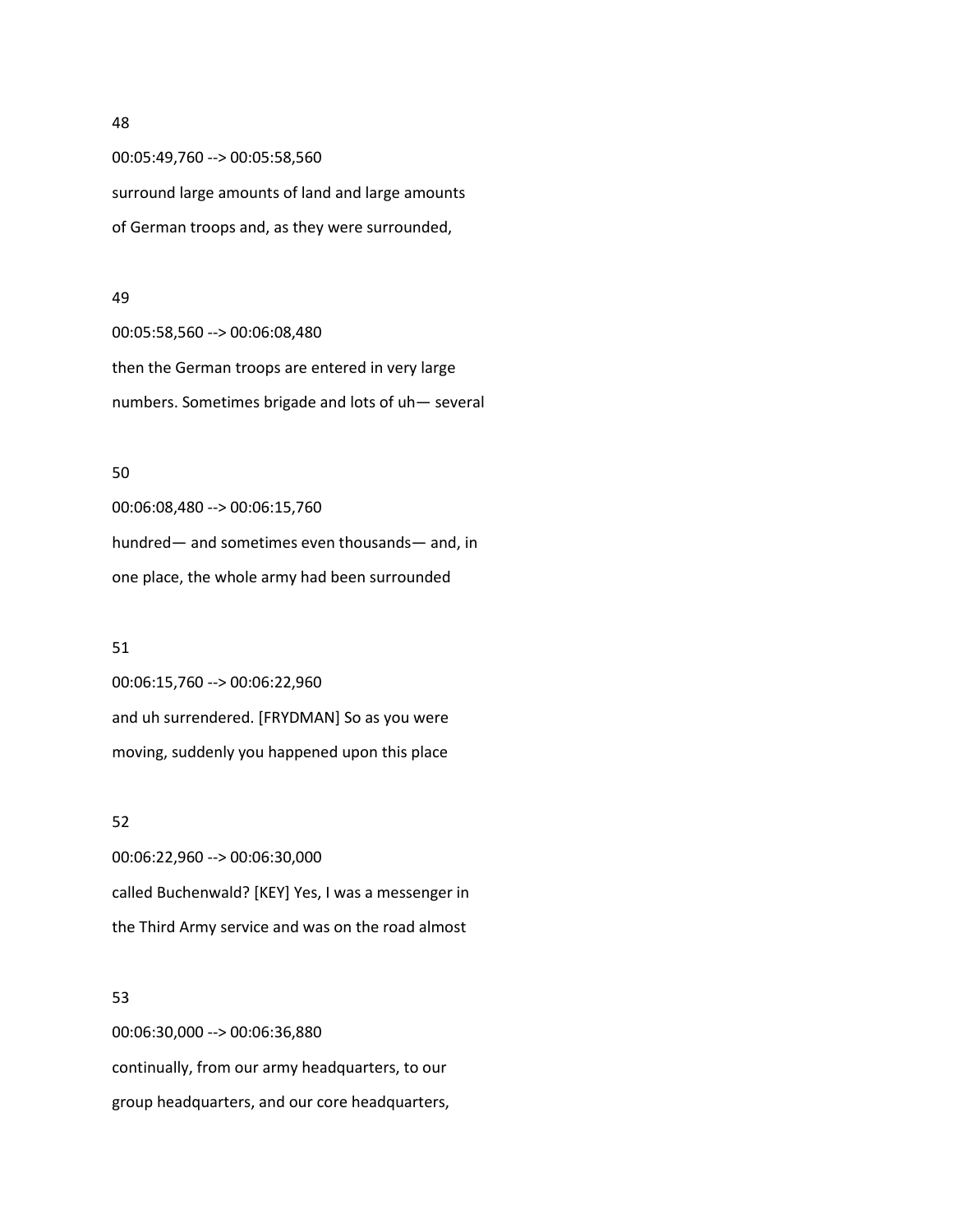48

00:05:49,760 --> 00:05:58,560

surround large amounts of land and large amounts

of German troops and, as they were surrounded,

49

00:05:58,560 --> 00:06:08,480

then the German troops are entered in very large

numbers. Sometimes brigade and lots of uh— several

50

00:06:08,480 --> 00:06:15,760

hundred— and sometimes even thousands— and, in

one place, the whole army had been surrounded

51

00:06:15,760 --> 00:06:22,960

and uh surrendered. [FRYDMAN] So as you were

moving, suddenly you happened upon this place

52

00:06:22,960 --> 00:06:30,000

called Buchenwald? [KEY] Yes, I was a messenger in

the Third Army service and was on the road almost

53

00:06:30,000 --> 00:06:36,880

continually, from our army headquarters, to our

group headquarters, and our core headquarters,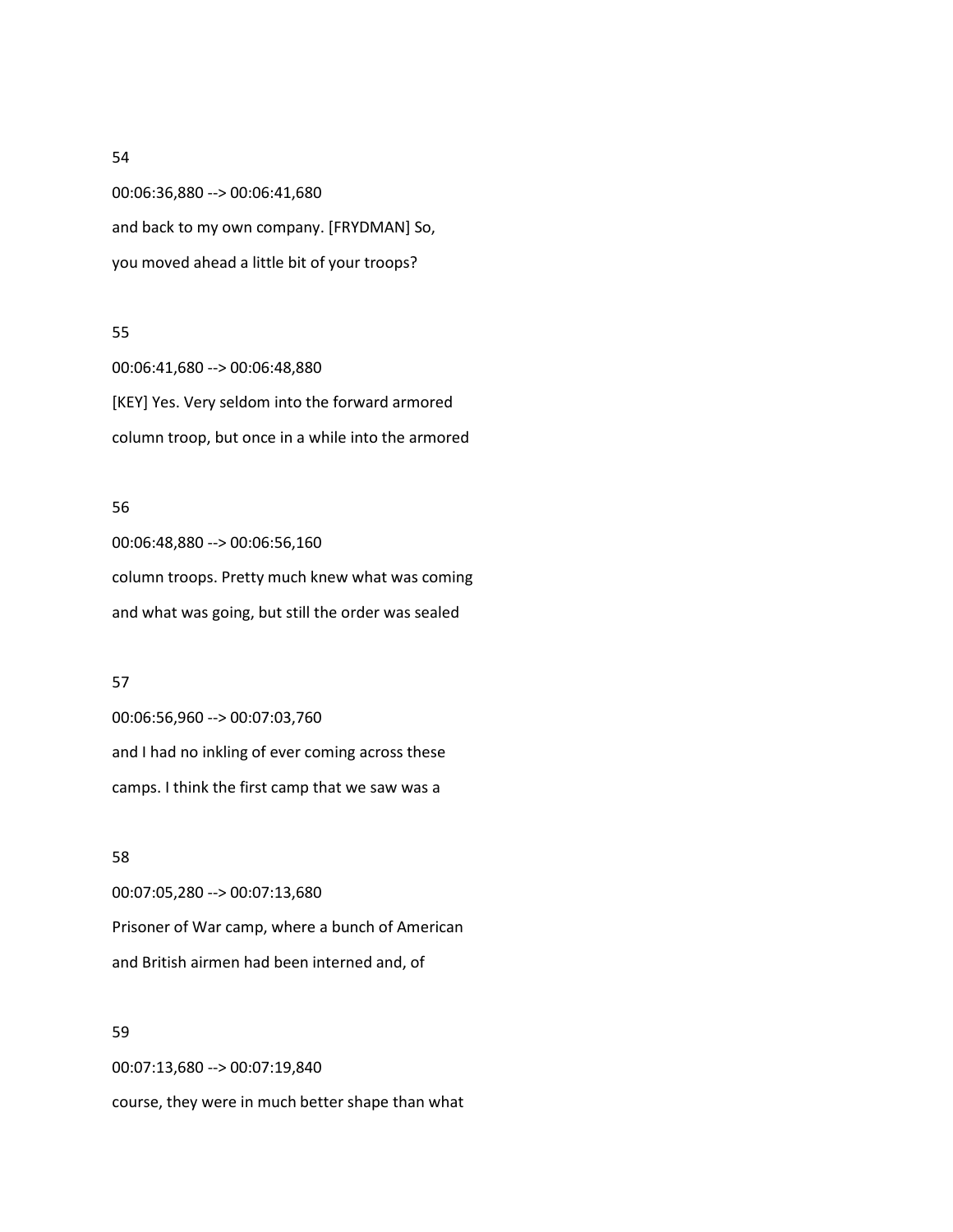54

00:06:36,880 --> 00:06:41,680

and back to my own company. [FRYDMAN] So,

you moved ahead a little bit of your troops?

55

00:06:41,680 --> 00:06:48,880

[KEY] Yes. Very seldom into the forward armored

column troop, but once in a while into the armored

56

00:06:48,880 --> 00:06:56,160

column troops. Pretty much knew what was coming

and what was going, but still the order was sealed

57

00:06:56,960 --> 00:07:03,760

and I had no inkling of ever coming across these

camps. I think the first camp that we saw was a

58

00:07:05,280 --> 00:07:13,680

Prisoner of War camp, where a bunch of American

and British airmen had been interned and, of

59

00:07:13,680 --> 00:07:19,840

course, they were in much better shape than what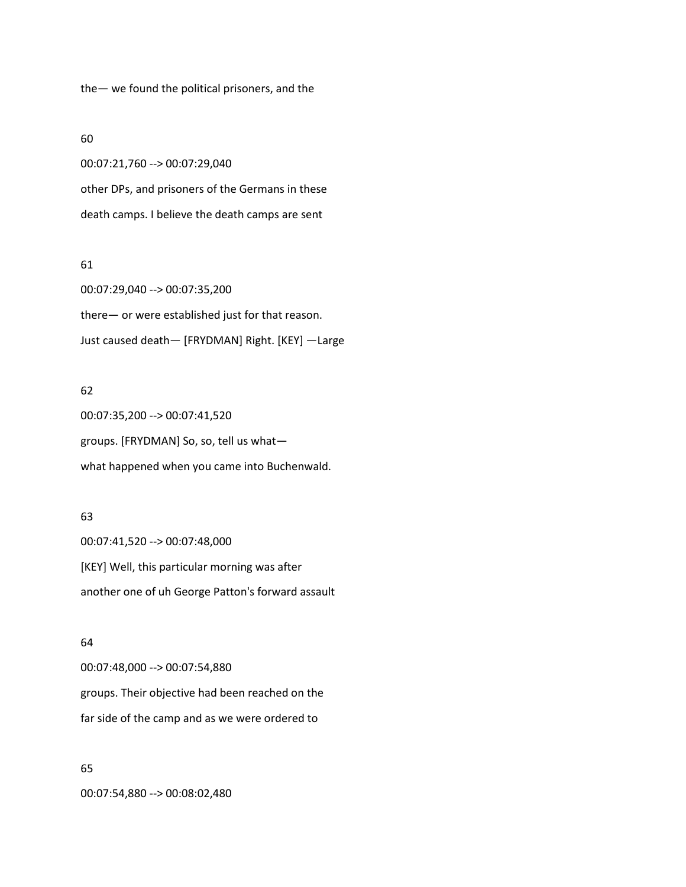the— we found the political prisoners, and the

60

00:07:21,760 --> 00:07:29,040

other DPs, and prisoners of the Germans in these

death camps. I believe the death camps are sent

61

00:07:29,040 --> 00:07:35,200

there— or were established just for that reason.

Just caused death— [FRYDMAN] Right. [KEY] —Large

62

00:07:35,200 --> 00:07:41,520

groups. [FRYDMAN] So, so, tell us what—

what happened when you came into Buchenwald.

63

00:07:41,520 --> 00:07:48,000

[KEY] Well, this particular morning was after

another one of uh George Patton's forward assault

64

00:07:48,000 --> 00:07:54,880

groups. Their objective had been reached on the

far side of the camp and as we were ordered to

65

00:07:54,880 --> 00:08:02,480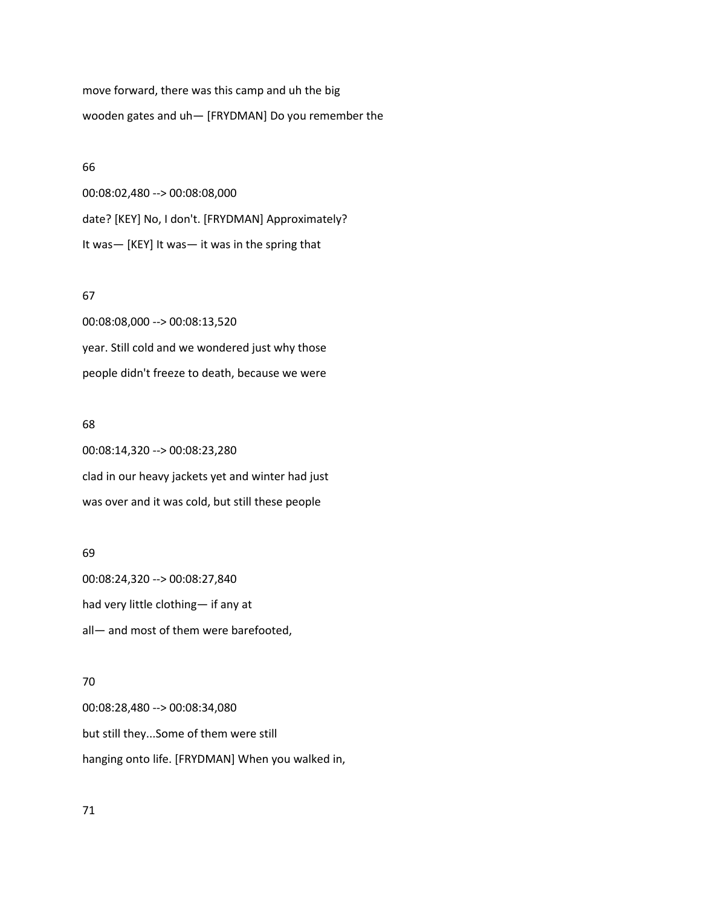move forward, there was this camp and uh the big
wooden gates and uh— [FRYDMAN] Do you remember the

66

00:08:02,480 --> 00:08:08,000

date? [KEY] No, I don't. [FRYDMAN] Approximately?
It was— [KEY] It was— it was in the spring that

67

00:08:08,000 --> 00:08:13,520

year. Still cold and we wondered just why those
people didn't freeze to death, because we were

68

00:08:14,320 --> 00:08:23,280

clad in our heavy jackets yet and winter had just
was over and it was cold, but still these people

69

00:08:24,320 --> 00:08:27,840

had very little clothing— if any at
all— and most of them were barefooted,

70

00:08:28,480 --> 00:08:34,080

but still they...Some of them were still
hanging onto life. [FRYDMAN] When you walked in,

71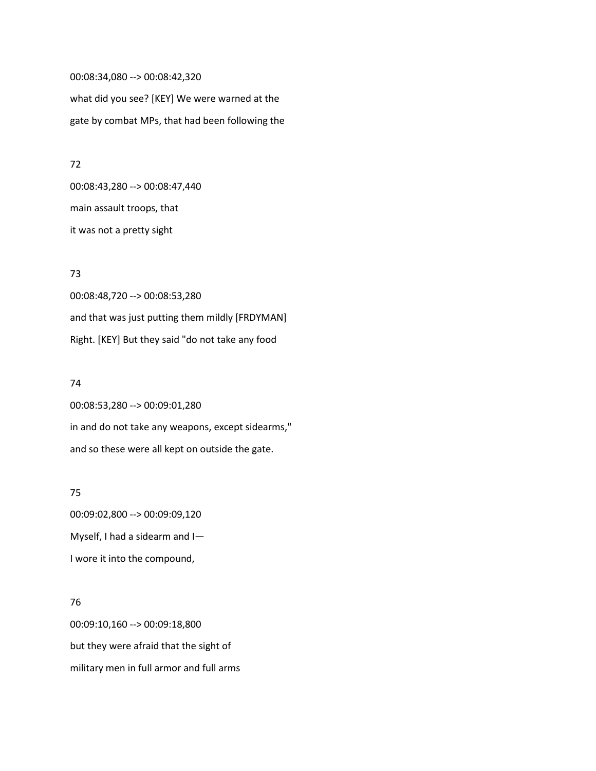00:08:34,080 --> 00:08:42,320

what did you see? [KEY] We were warned at the

gate by combat MPs, that had been following the

72

00:08:43,280 --> 00:08:47,440

main assault troops, that

it was not a pretty sight

73

00:08:48,720 --> 00:08:53,280

and that was just putting them mildly [FRDYMAN]

Right. [KEY] But they said "do not take any food

74

00:08:53,280 --> 00:09:01,280

in and do not take any weapons, except sidearms,"

and so these were all kept on outside the gate.

75

00:09:02,800 --> 00:09:09,120

Myself, I had a sidearm and I—

I wore it into the compound,

76

00:09:10,160 --> 00:09:18,800

but they were afraid that the sight of

military men in full armor and full arms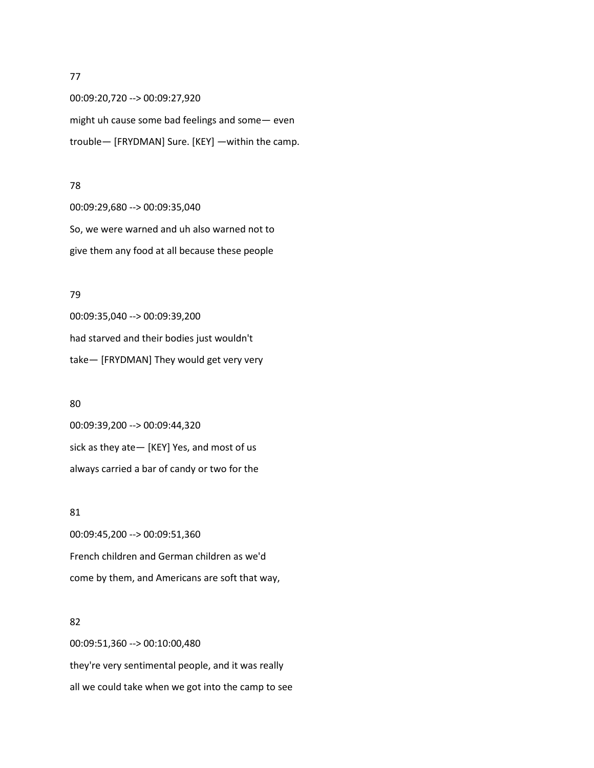77

00:09:20,720 --> 00:09:27,920

might uh cause some bad feelings and some— even

trouble— [FRYDMAN] Sure. [KEY] —within the camp.

78

00:09:29,680 --> 00:09:35,040

So, we were warned and uh also warned not to

give them any food at all because these people

79

00:09:35,040 --> 00:09:39,200

had starved and their bodies just wouldn't

take— [FRYDMAN] They would get very very

80

00:09:39,200 --> 00:09:44,320

sick as they ate— [KEY] Yes, and most of us

always carried a bar of candy or two for the

81

00:09:45,200 --> 00:09:51,360

French children and German children as we'd

come by them, and Americans are soft that way,

82

00:09:51,360 --> 00:10:00,480

they're very sentimental people, and it was really

all we could take when we got into the camp to see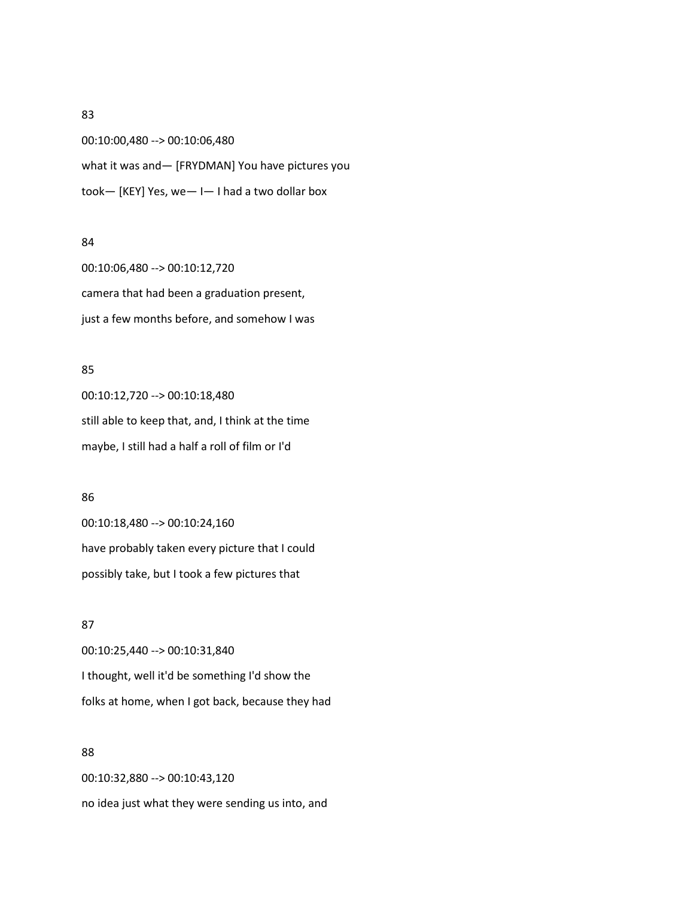83

00:10:00,480 --> 00:10:06,480

what it was and— [FRYDMAN] You have pictures you

took— [KEY] Yes, we— I— I had a two dollar box

84

00:10:06,480 --> 00:10:12,720

camera that had been a graduation present,

just a few months before, and somehow I was

85

00:10:12,720 --> 00:10:18,480

still able to keep that, and, I think at the time

maybe, I still had a half a roll of film or I'd

86

00:10:18,480 --> 00:10:24,160

have probably taken every picture that I could

possibly take, but I took a few pictures that

87

00:10:25,440 --> 00:10:31,840

I thought, well it'd be something I'd show the

folks at home, when I got back, because they had

88

00:10:32,880 --> 00:10:43,120

no idea just what they were sending us into, and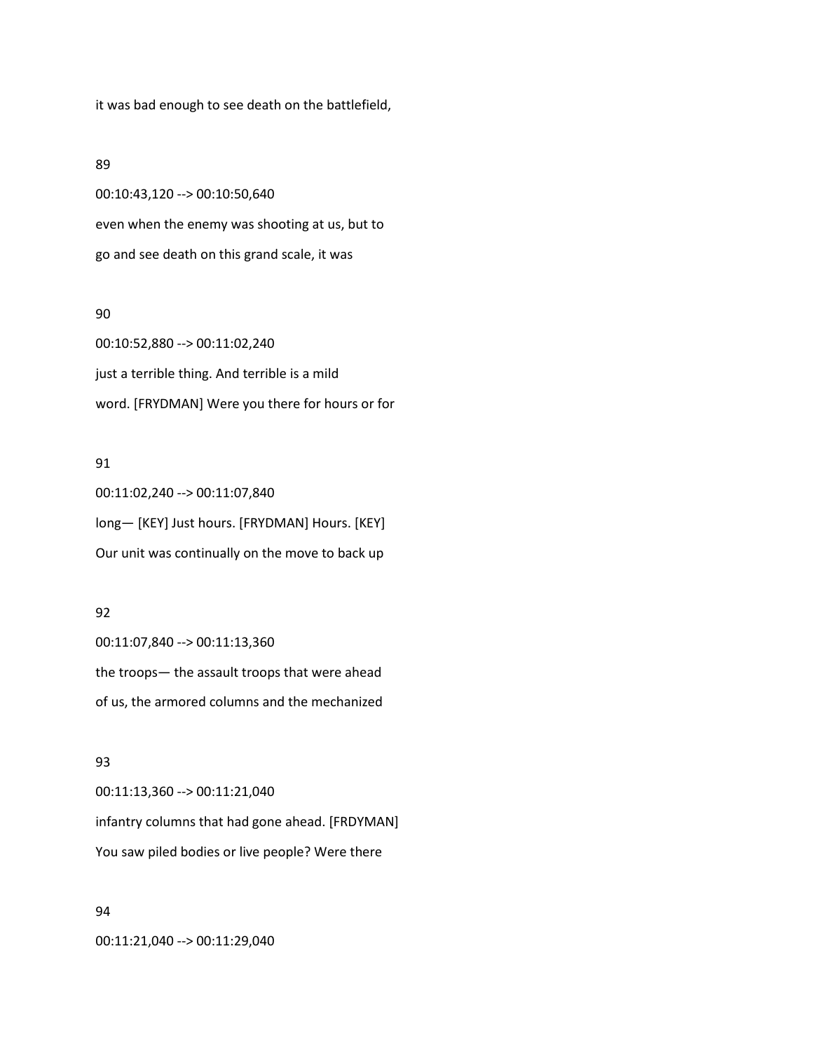it was bad enough to see death on the battlefield,

89

00:10:43,120 --> 00:10:50,640

even when the enemy was shooting at us, but to
go and see death on this grand scale, it was

90

00:10:52,880 --> 00:11:02,240

just a terrible thing. And terrible is a mild
word. [FRYDMAN] Were you there for hours or for

91

00:11:02,240 --> 00:11:07,840

long— [KEY] Just hours. [FRYDMAN] Hours. [KEY]
Our unit was continually on the move to back up

92

00:11:07,840 --> 00:11:13,360

the troops— the assault troops that were ahead
of us, the armored columns and the mechanized

93

00:11:13,360 --> 00:11:21,040

infantry columns that had gone ahead. [FRDYMAN]
You saw piled bodies or live people? Were there

94

00:11:21,040 --> 00:11:29,040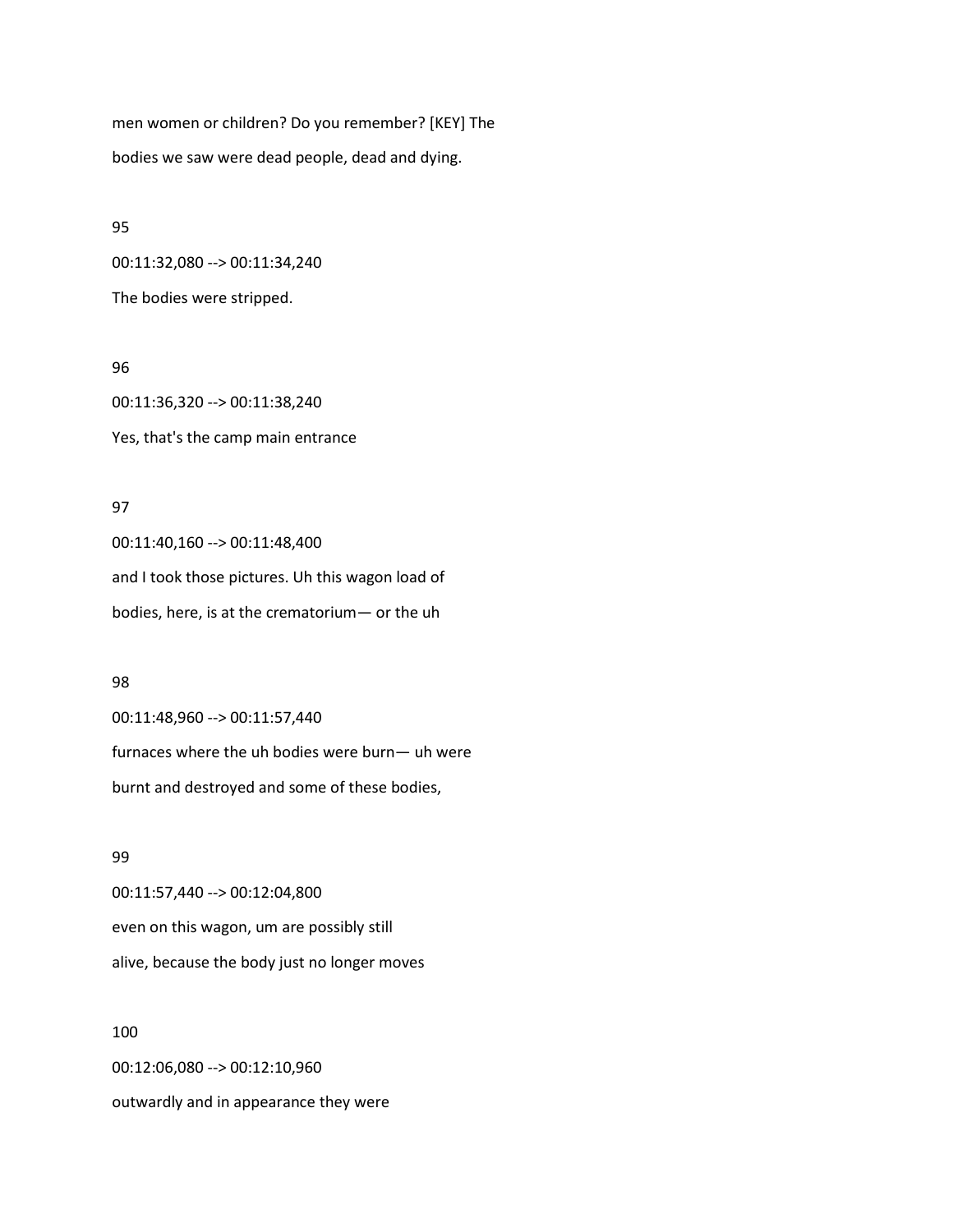men women or children? Do you remember? [KEY] The bodies we saw were dead people, dead and dying.

95

00:11:32,080 --> 00:11:34,240

The bodies were stripped.

96

00:11:36,320 --> 00:11:38,240

Yes, that's the camp main entrance

97

00:11:40,160 --> 00:11:48,400

and I took those pictures. Uh this wagon load of bodies, here, is at the crematorium— or the uh

98

00:11:48,960 --> 00:11:57,440

furnaces where the uh bodies were burn— uh were burnt and destroyed and some of these bodies,

99

00:11:57,440 --> 00:12:04,800

even on this wagon, um are possibly still alive, because the body just no longer moves

100

00:12:06,080 --> 00:12:10,960

outwardly and in appearance they were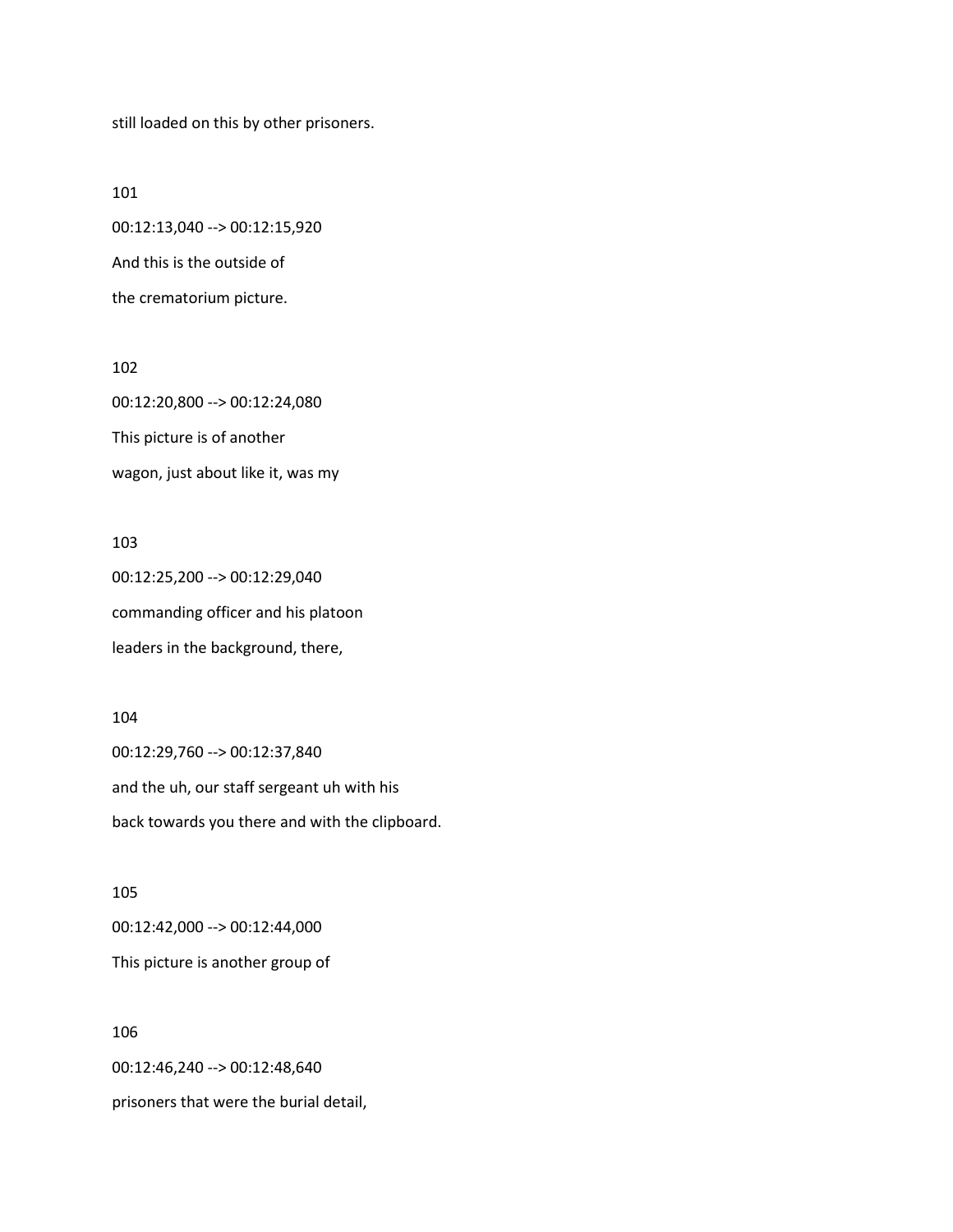still loaded on this by other prisoners.

101

00:12:13,040 --> 00:12:15,920

And this is the outside of

the crematorium picture.

102

00:12:20,800 --> 00:12:24,080

This picture is of another

wagon, just about like it, was my

103

00:12:25,200 --> 00:12:29,040

commanding officer and his platoon

leaders in the background, there,

104

00:12:29,760 --> 00:12:37,840

and the uh, our staff sergeant uh with his

back towards you there and with the clipboard.

105

00:12:42,000 --> 00:12:44,000

This picture is another group of

106

00:12:46,240 --> 00:12:48,640

prisoners that were the burial detail,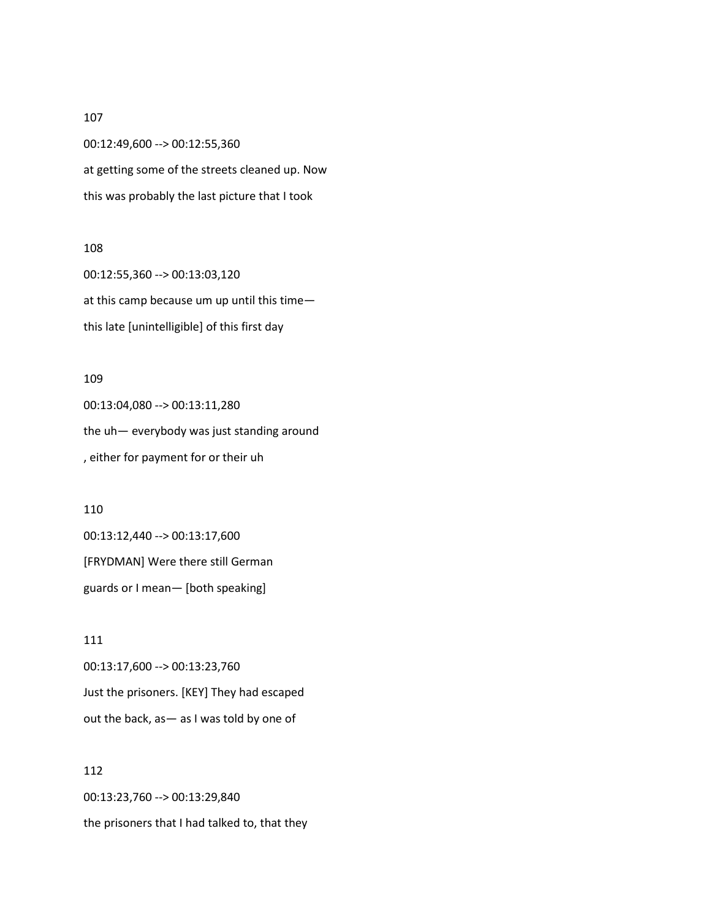107

00:12:49,600 --> 00:12:55,360

at getting some of the streets cleaned up. Now

this was probably the last picture that I took

108

00:12:55,360 --> 00:13:03,120

at this camp because um up until this time—

this late [unintelligible] of this first day

109

00:13:04,080 --> 00:13:11,280

the uh— everybody was just standing around

, either for payment for or their uh

110

00:13:12,440 --> 00:13:17,600

[FRYDMAN] Were there still German

guards or I mean— [both speaking]

111

00:13:17,600 --> 00:13:23,760

Just the prisoners. [KEY] They had escaped

out the back, as— as I was told by one of

112

00:13:23,760 --> 00:13:29,840

the prisoners that I had talked to, that they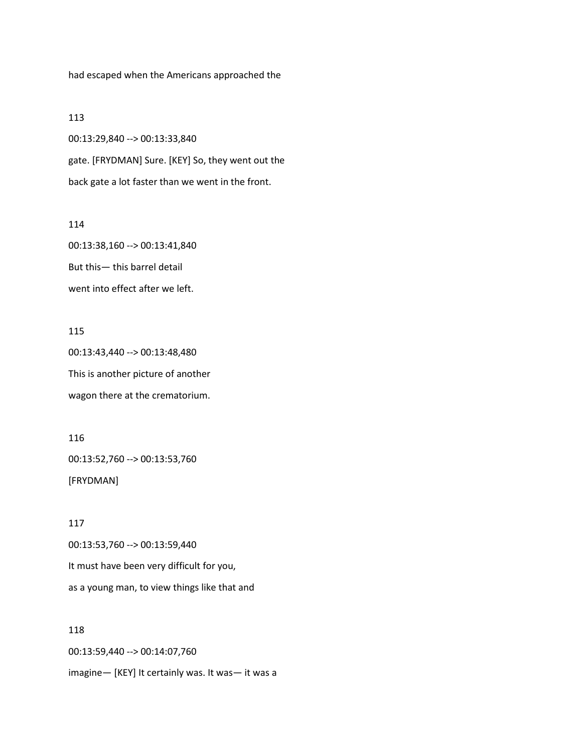had escaped when the Americans approached the

113

00:13:29,840 --> 00:13:33,840

gate. [FRYDMAN] Sure. [KEY] So, they went out the

back gate a lot faster than we went in the front.

114

00:13:38,160 --> 00:13:41,840

But this— this barrel detail

went into effect after we left.

115

00:13:43,440 --> 00:13:48,480

This is another picture of another

wagon there at the crematorium.

116

00:13:52,760 --> 00:13:53,760

[FRYDMAN]

117

00:13:53,760 --> 00:13:59,440

It must have been very difficult for you,

as a young man, to view things like that and

118

00:13:59,440 --> 00:14:07,760

imagine— [KEY] It certainly was. It was— it was a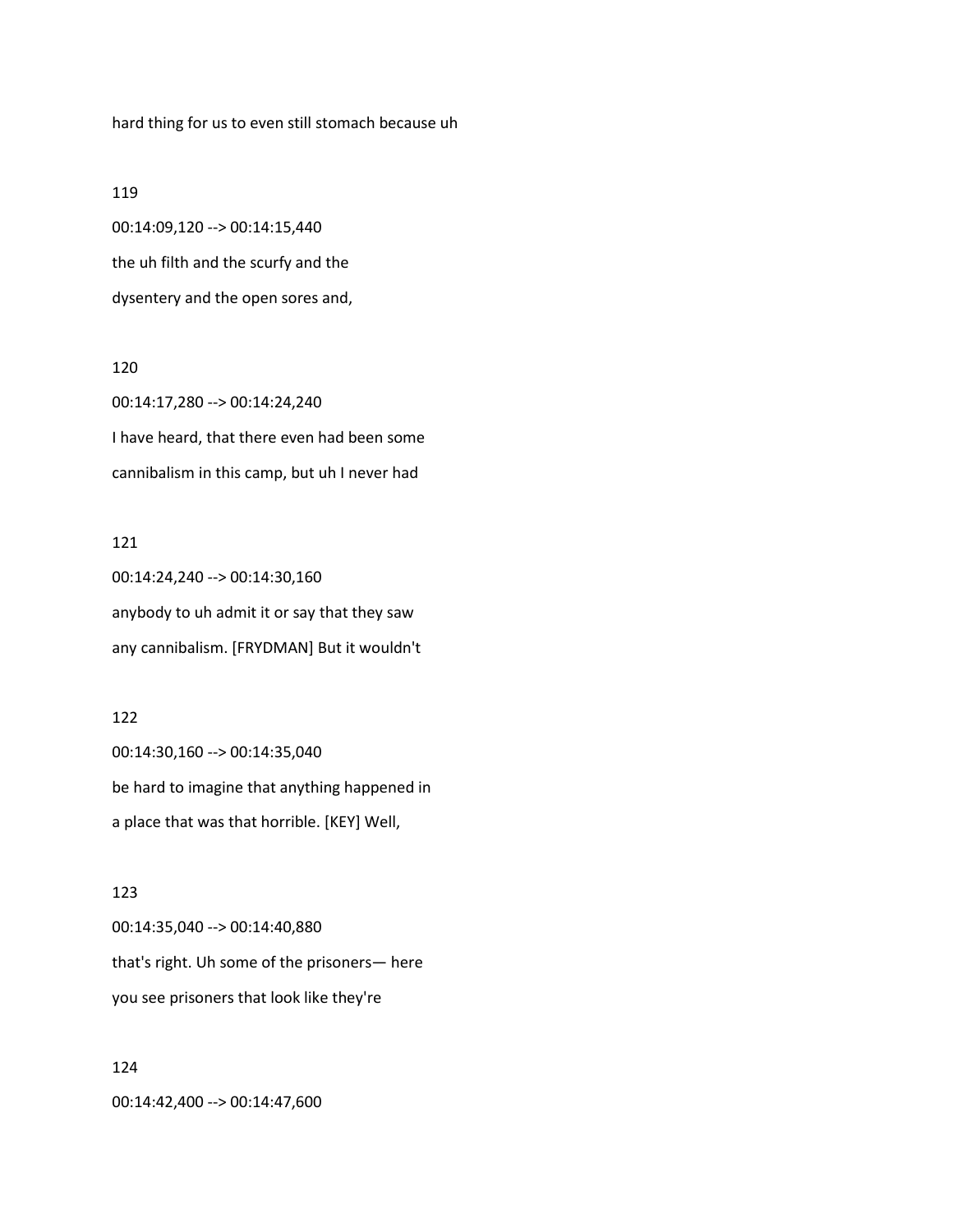hard thing for us to even still stomach because uh

119

00:14:09,120 --> 00:14:15,440

the uh filth and the scurfy and the

dysentery and the open sores and,

120

00:14:17,280 --> 00:14:24,240

I have heard, that there even had been some

cannibalism in this camp, but uh I never had

121

00:14:24,240 --> 00:14:30,160

anybody to uh admit it or say that they saw

any cannibalism. [FRYDMAN] But it wouldn't

122

00:14:30,160 --> 00:14:35,040

be hard to imagine that anything happened in

a place that was that horrible. [KEY] Well,

123

00:14:35,040 --> 00:14:40,880

that's right. Uh some of the prisoners— here

you see prisoners that look like they're

124

00:14:42,400 --> 00:14:47,600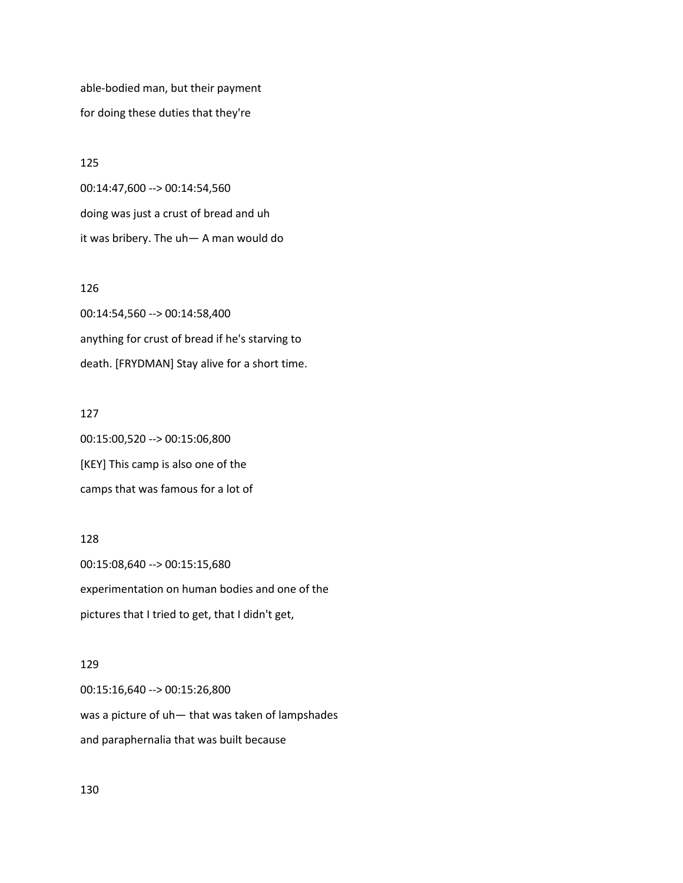able-bodied man, but their payment

for doing these duties that they're

125

00:14:47,600 --> 00:14:54,560

doing was just a crust of bread and uh

it was bribery. The uh— A man would do

126

00:14:54,560 --> 00:14:58,400

anything for crust of bread if he's starving to

death. [FRYDMAN] Stay alive for a short time.

127

00:15:00,520 --> 00:15:06,800

[KEY] This camp is also one of the

camps that was famous for a lot of

128

00:15:08,640 --> 00:15:15,680

experimentation on human bodies and one of the

pictures that I tried to get, that I didn't get,

129

00:15:16,640 --> 00:15:26,800

was a picture of uh— that was taken of lampshades

and paraphernalia that was built because

130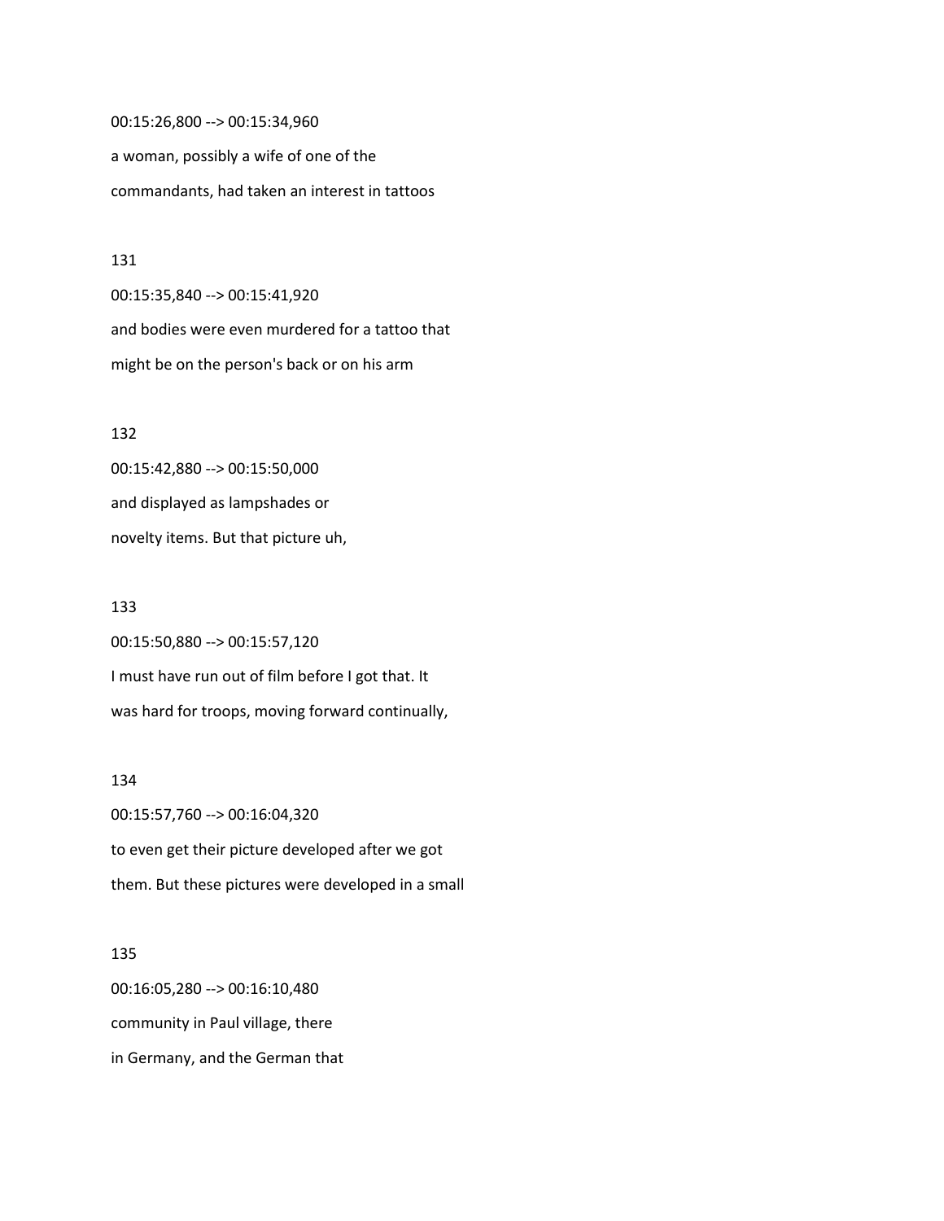00:15:26,800 --> 00:15:34,960

a woman, possibly a wife of one of the

commandants, had taken an interest in tattoos

131

00:15:35,840 --> 00:15:41,920

and bodies were even murdered for a tattoo that

might be on the person's back or on his arm

132

00:15:42,880 --> 00:15:50,000

and displayed as lampshades or

novelty items. But that picture uh,

133

00:15:50,880 --> 00:15:57,120

I must have run out of film before I got that. It

was hard for troops, moving forward continually,

134

00:15:57,760 --> 00:16:04,320

to even get their picture developed after we got

them. But these pictures were developed in a small

135

00:16:05,280 --> 00:16:10,480

community in Paul village, there

in Germany, and the German that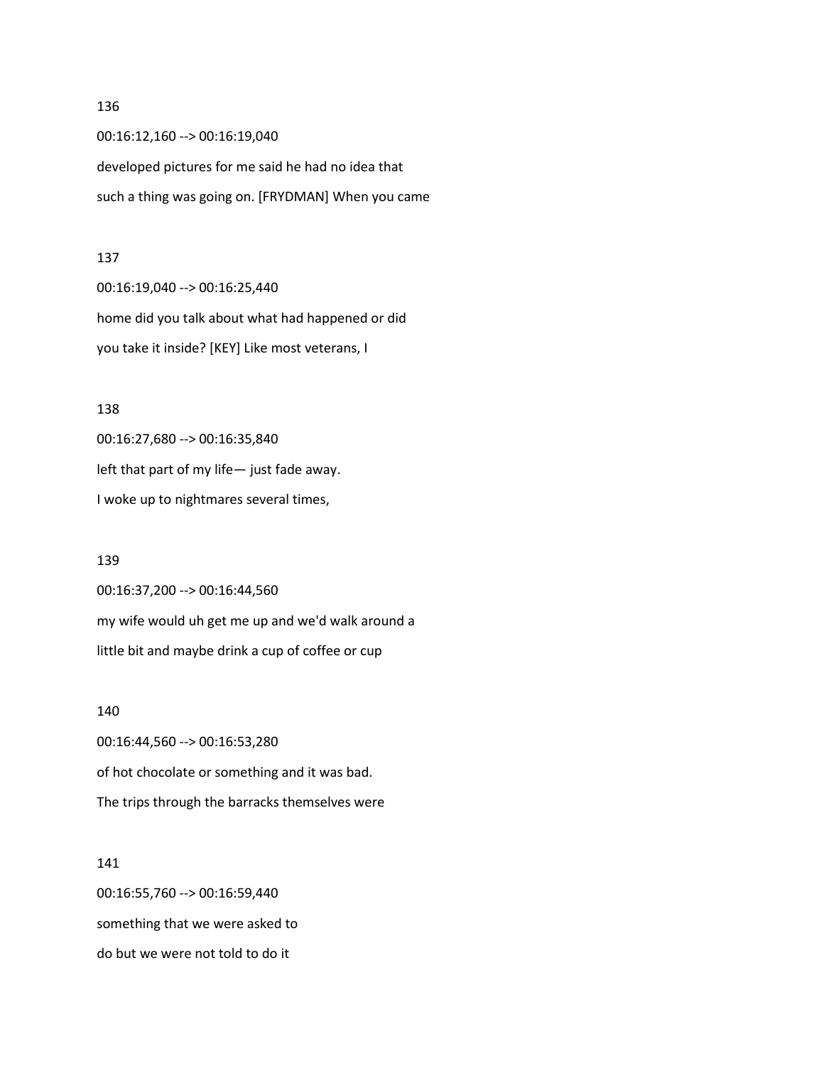136

00:16:12,160 --> 00:16:19,040

developed pictures for me said he had no idea that

such a thing was going on. [FRYDMAN] When you came

137

00:16:19,040 --> 00:16:25,440

home did you talk about what had happened or did

you take it inside? [KEY] Like most veterans, I

138

00:16:27,680 --> 00:16:35,840

left that part of my life— just fade away.

I woke up to nightmares several times,

139

00:16:37,200 --> 00:16:44,560

my wife would uh get me up and we'd walk around a

little bit and maybe drink a cup of coffee or cup

140

00:16:44,560 --> 00:16:53,280

of hot chocolate or something and it was bad.

The trips through the barracks themselves were

141

00:16:55,760 --> 00:16:59,440

something that we were asked to

do but we were not told to do it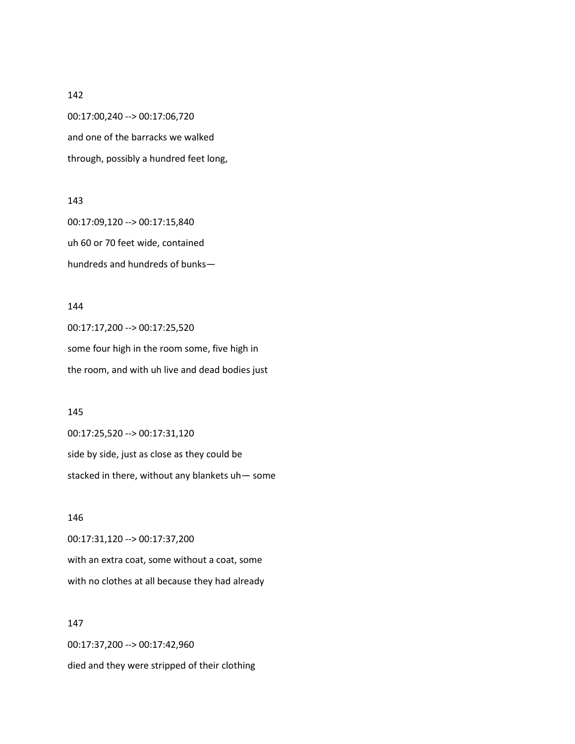142

00:17:00,240 --> 00:17:06,720

and one of the barracks we walked

through, possibly a hundred feet long,

143

00:17:09,120 --> 00:17:15,840

uh 60 or 70 feet wide, contained

hundreds and hundreds of bunks—

144

00:17:17,200 --> 00:17:25,520

some four high in the room some, five high in

the room, and with uh live and dead bodies just

145

00:17:25,520 --> 00:17:31,120

side by side, just as close as they could be

stacked in there, without any blankets uh— some

146

00:17:31,120 --> 00:17:37,200

with an extra coat, some without a coat, some

with no clothes at all because they had already

147

00:17:37,200 --> 00:17:42,960

died and they were stripped of their clothing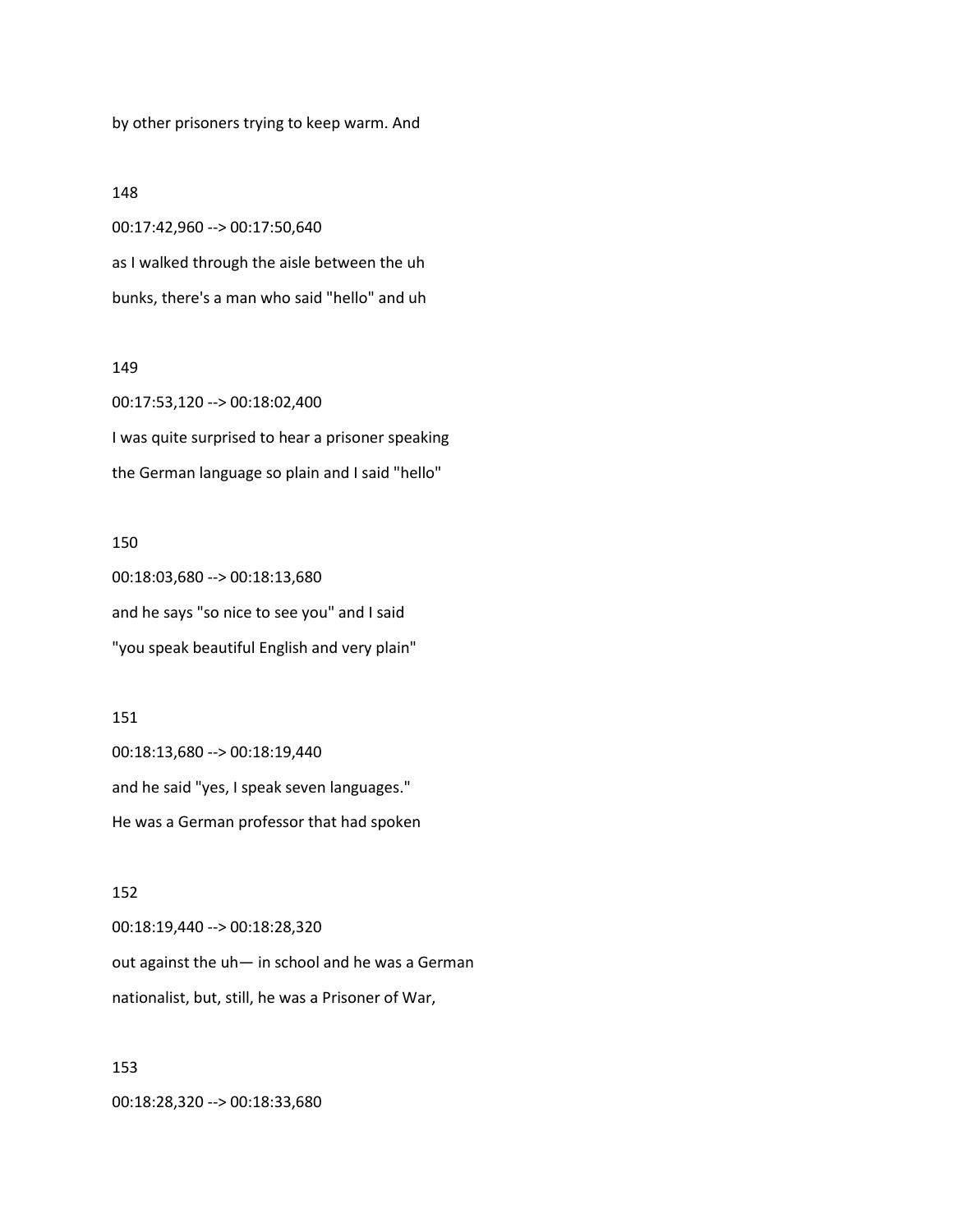by other prisoners trying to keep warm. And

148

00:17:42,960 --> 00:17:50,640

as I walked through the aisle between the uh

bunks, there's a man who said "hello" and uh

149

00:17:53,120 --> 00:18:02,400

I was quite surprised to hear a prisoner speaking

the German language so plain and I said "hello"

150

00:18:03,680 --> 00:18:13,680

and he says "so nice to see you" and I said

"you speak beautiful English and very plain"

151

00:18:13,680 --> 00:18:19,440

and he said "yes, I speak seven languages."

He was a German professor that had spoken

152

00:18:19,440 --> 00:18:28,320

out against the uh— in school and he was a German

nationalist, but, still, he was a Prisoner of War,

153

00:18:28,320 --> 00:18:33,680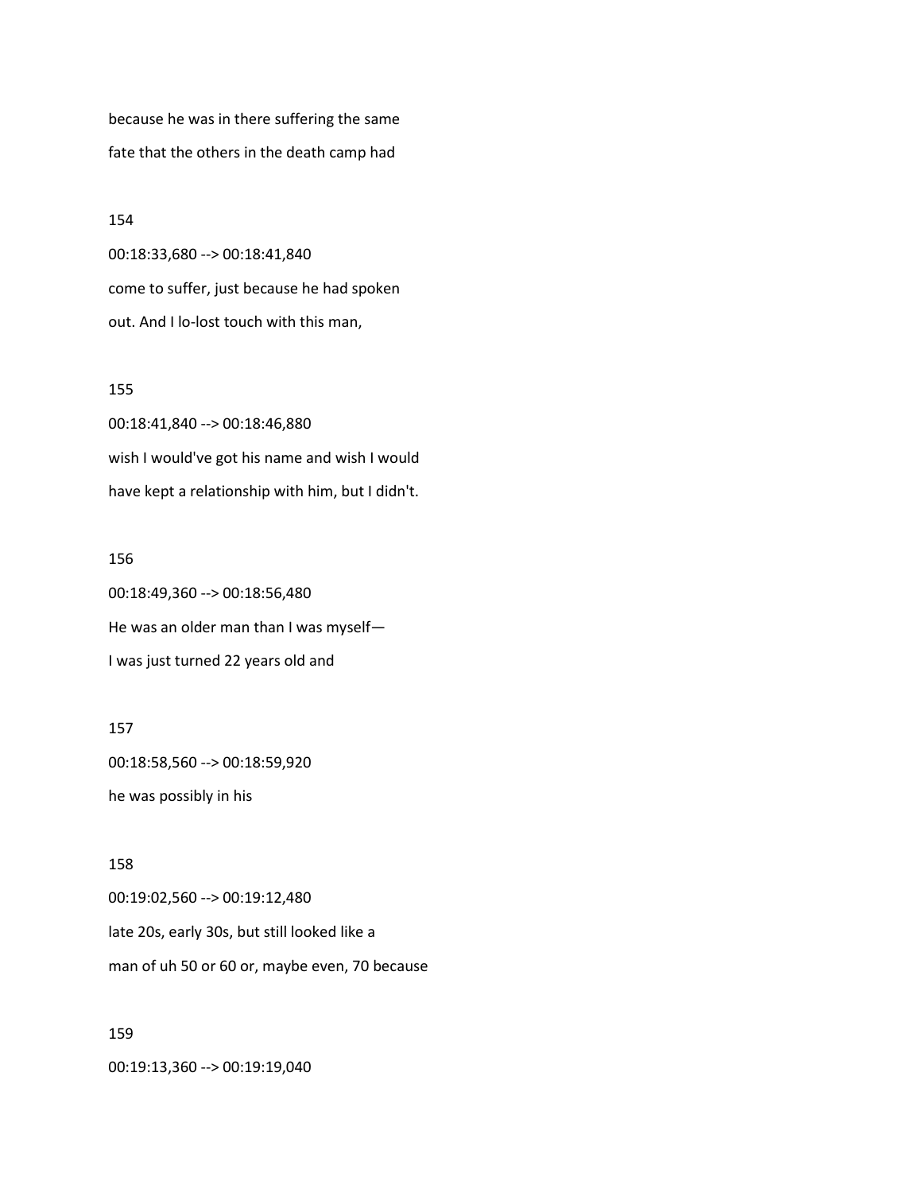because he was in there suffering the same

fate that the others in the death camp had

154

00:18:33,680 --> 00:18:41,840

come to suffer, just because he had spoken

out. And I lo-lost touch with this man,

155

00:18:41,840 --> 00:18:46,880

wish I would've got his name and wish I would

have kept a relationship with him, but I didn't.

156

00:18:49,360 --> 00:18:56,480

He was an older man than I was myself—

I was just turned 22 years old and

157

00:18:58,560 --> 00:18:59,920

he was possibly in his

158

00:19:02,560 --> 00:19:12,480

late 20s, early 30s, but still looked like a

man of uh 50 or 60 or, maybe even, 70 because

159

00:19:13,360 --> 00:19:19,040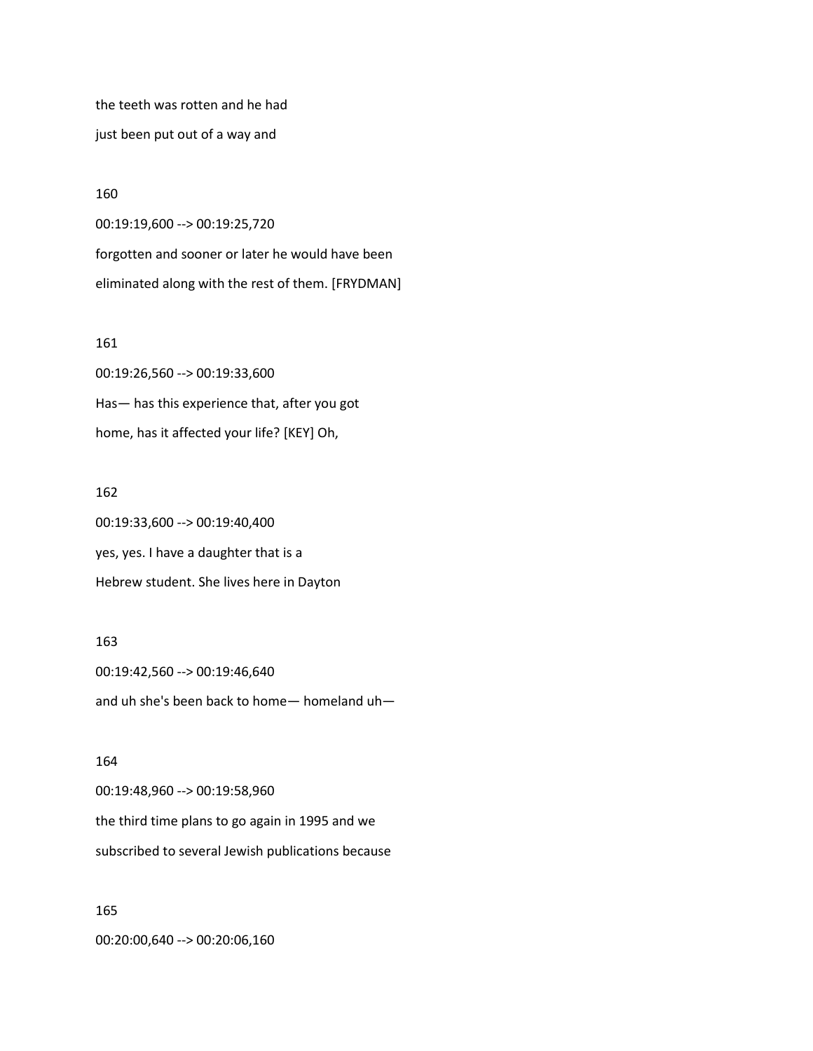the teeth was rotten and he had

just been put out of a way and

160

00:19:19,600 --> 00:19:25,720

forgotten and sooner or later he would have been

eliminated along with the rest of them. [FRYDMAN]

161

00:19:26,560 --> 00:19:33,600

Has— has this experience that, after you got

home, has it affected your life? [KEY] Oh,

162

00:19:33,600 --> 00:19:40,400

yes, yes. I have a daughter that is a

Hebrew student. She lives here in Dayton

163

00:19:42,560 --> 00:19:46,640

and uh she's been back to home— homeland uh—

164

00:19:48,960 --> 00:19:58,960

the third time plans to go again in 1995 and we

subscribed to several Jewish publications because

165

00:20:00,640 --> 00:20:06,160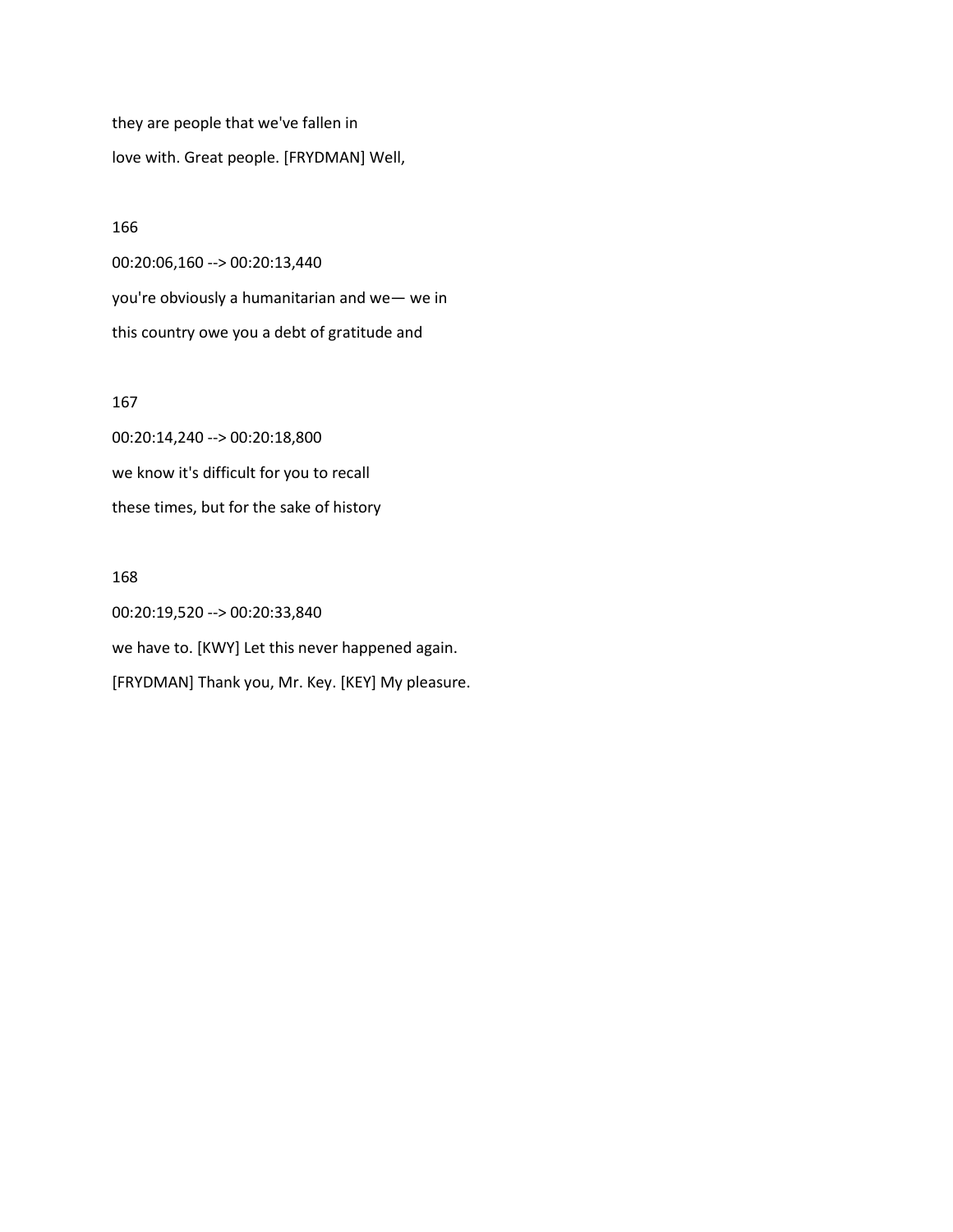they are people that we've fallen in
love with. Great people. [FRYDMAN] Well,

166

00:20:06,160 --> 00:20:13,440

you're obviously a humanitarian and we— we in
this country owe you a debt of gratitude and

167

00:20:14,240 --> 00:20:18,800

we know it's difficult for you to recall
these times, but for the sake of history

168

00:20:19,520 --> 00:20:33,840

we have to. [KWY] Let this never happened again.
[FRYDMAN] Thank you, Mr. Key. [KEY] My pleasure.